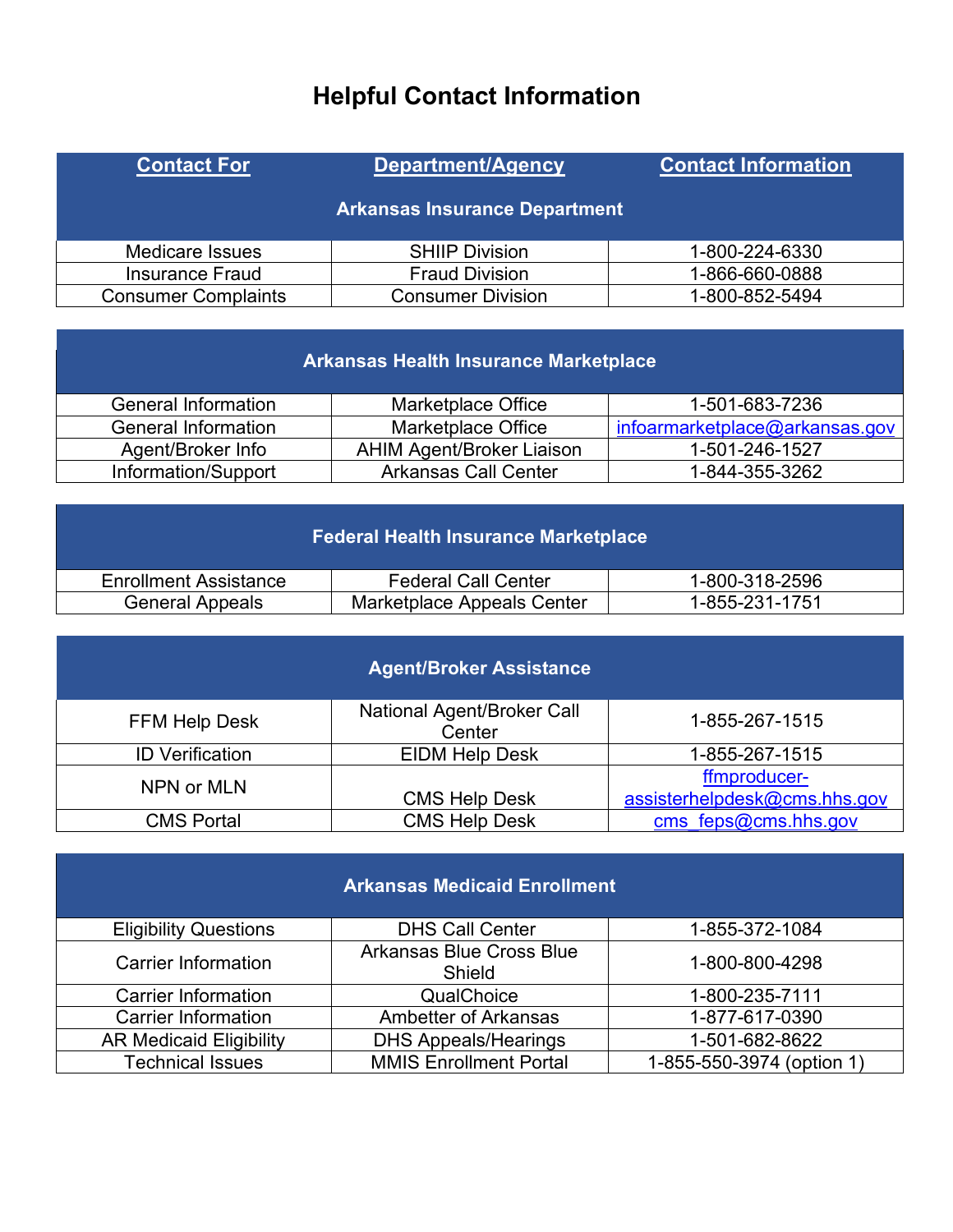# Helpful Contact Information

| Contact For | Department/Agency | Contact Information |
|---|---|---|
| **Arkansas Insurance Department** | | |
| Medicare Issues | SHIIP Division | 1-800-224-6330 |
| Insurance Fraud | Fraud Division | 1-866-660-0888 |
| Consumer Complaints | Consumer Division | 1-800-852-5494 |

| **Arkansas Health Insurance Marketplace** | | |
|---|---|---|
| General Information | Marketplace Office | 1-501-683-7236 |
| General Information | Marketplace Office | infoarmarketplace@arkansas.gov |
| Agent/Broker Info | AHIM Agent/Broker Liaison | 1-501-246-1527 |
| Information/Support | Arkansas Call Center | 1-844-355-3262 |

| **Federal Health Insurance Marketplace** | | |
|---|---|---|
| Enrollment Assistance | Federal Call Center | 1-800-318-2596 |
| General Appeals | Marketplace Appeals Center | 1-855-231-1751 |

| **Agent/Broker Assistance** | | |
|---|---|---|
| FFM Help Desk | National Agent/Broker Call Center | 1-855-267-1515 |
| ID Verification | EIDM Help Desk | 1-855-267-1515 |
| NPN or MLN | CMS Help Desk | ffmproducer-assisterhelpdesk@cms.hhs.gov |
| CMS Portal | CMS Help Desk | cms_feps@cms.hhs.gov |

| **Arkansas Medicaid Enrollment** | | |
|---|---|---|
| Eligibility Questions | DHS Call Center | 1-855-372-1084 |
| Carrier Information | Arkansas Blue Cross Blue Shield | 1-800-800-4298 |
| Carrier Information | QualChoice | 1-800-235-7111 |
| Carrier Information | Ambetter of Arkansas | 1-877-617-0390 |
| AR Medicaid Eligibility | DHS Appeals/Hearings | 1-501-682-8622 |
| Technical Issues | MMIS Enrollment Portal | 1-855-550-3974 (option 1) |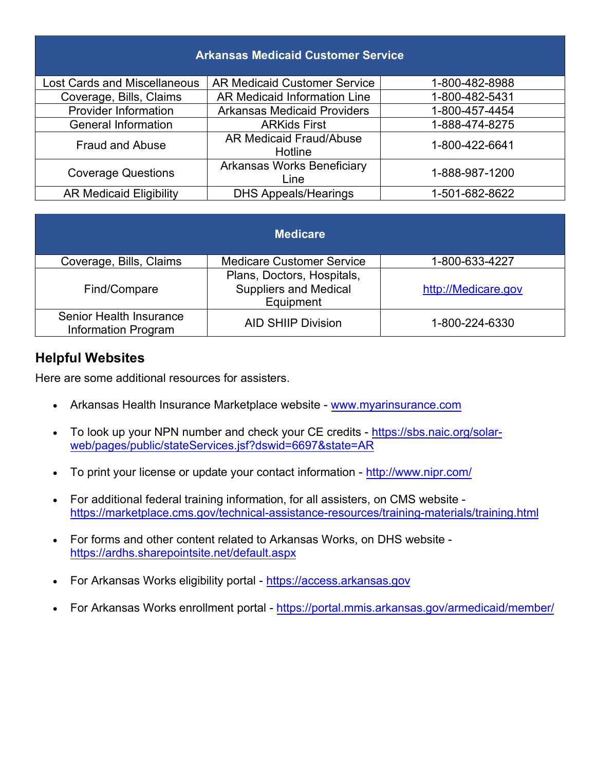| Arkansas Medicaid Customer Service | | |
|---|---|---|
| Lost Cards and Miscellaneous | AR Medicaid Customer Service | 1-800-482-8988 |
| Coverage, Bills, Claims | AR Medicaid Information Line | 1-800-482-5431 |
| Provider Information | Arkansas Medicaid Providers | 1-800-457-4454 |
| General Information | ARKids First | 1-888-474-8275 |
| Fraud and Abuse | AR Medicaid Fraud/Abuse Hotline | 1-800-422-6641 |
| Coverage Questions | Arkansas Works Beneficiary Line | 1-888-987-1200 |
| AR Medicaid Eligibility | DHS Appeals/Hearings | 1-501-682-8622 |

| Medicare | | |
|---|---|---|
| Coverage, Bills, Claims | Medicare Customer Service | 1-800-633-4227 |
| Find/Compare | Plans, Doctors, Hospitals, Suppliers and Medical Equipment | http://Medicare.gov |
| Senior Health Insurance Information Program | AID SHIIP Division | 1-800-224-6330 |

## Helpful Websites

Here are some additional resources for assisters.

- Arkansas Health Insurance Marketplace website - www.myarinsurance.com
- To look up your NPN number and check your CE credits - https://sbs.naic.org/solar-web/pages/public/stateServices.jsf?dswid=6697&state=AR
- To print your license or update your contact information - http://www.nipr.com/
- For additional federal training information, for all assisters, on CMS website - https://marketplace.cms.gov/technical-assistance-resources/training-materials/training.html
- For forms and other content related to Arkansas Works, on DHS website - https://ardhs.sharepointsite.net/default.aspx
- For Arkansas Works eligibility portal - https://access.arkansas.gov
- For Arkansas Works enrollment portal - https://portal.mmis.arkansas.gov/armedicaid/member/